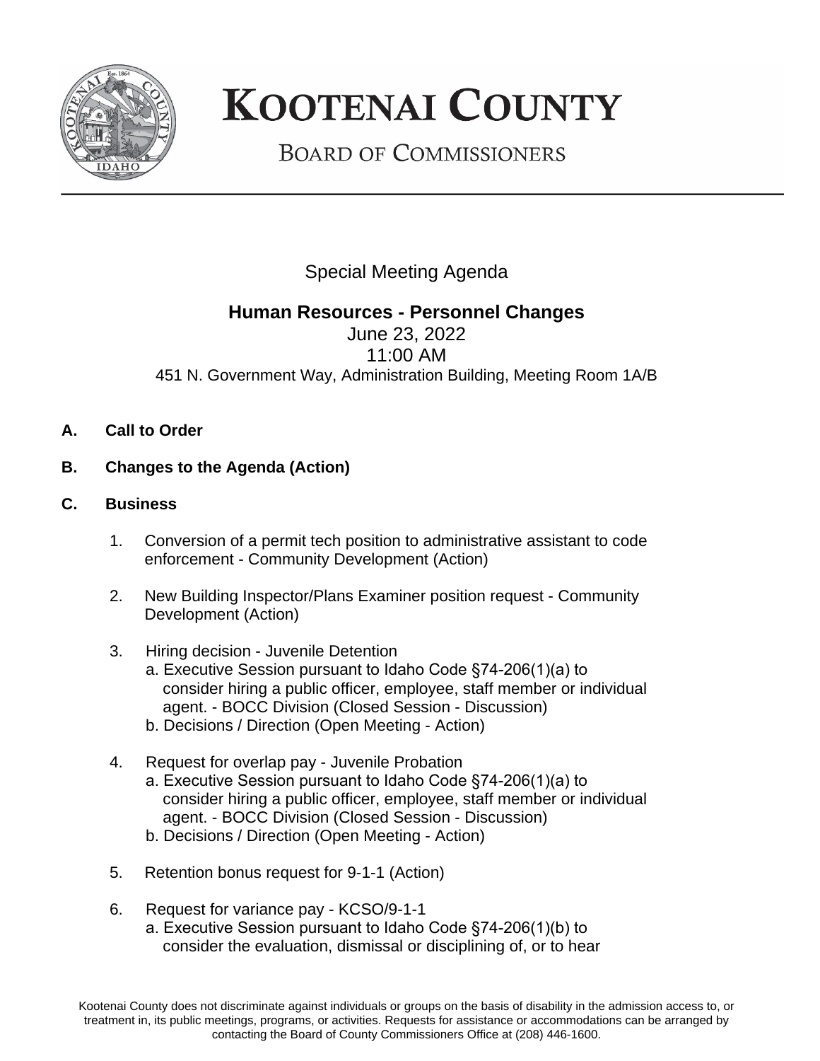# KOOTENAI COUNTY

## BOARD OF COMMISSIONERS

Special Meeting Agenda

**Human Resources - Personnel Changes**
June 23, 2022
11:00 AM
451 N. Government Way, Administration Building, Meeting Room 1A/B

**A. Call to Order**

**B. Changes to the Agenda (Action)**

**C. Business**

1. Conversion of a permit tech position to administrative assistant to code enforcement - Community Development (Action)

2. New Building Inspector/Plans Examiner position request - Community Development (Action)

3. Hiring decision - Juvenile Detention
   a. Executive Session pursuant to Idaho Code §74-206(1)(a) to consider hiring a public officer, employee, staff member or individual agent. - BOCC Division (Closed Session - Discussion)
   b. Decisions / Direction (Open Meeting - Action)

4. Request for overlap pay - Juvenile Probation
   a. Executive Session pursuant to Idaho Code §74-206(1)(a) to consider hiring a public officer, employee, staff member or individual agent. - BOCC Division (Closed Session - Discussion)
   b. Decisions / Direction (Open Meeting - Action)

5. Retention bonus request for 9-1-1 (Action)

6. Request for variance pay - KCSO/9-1-1
   a. Executive Session pursuant to Idaho Code §74-206(1)(b) to consider the evaluation, dismissal or disciplining of, or to hear

Kootenai County does not discriminate against individuals or groups on the basis of disability in the admission access to, or treatment in, its public meetings, programs, or activities. Requests for assistance or accommodations can be arranged by contacting the Board of County Commissioners Office at (208) 446-1600.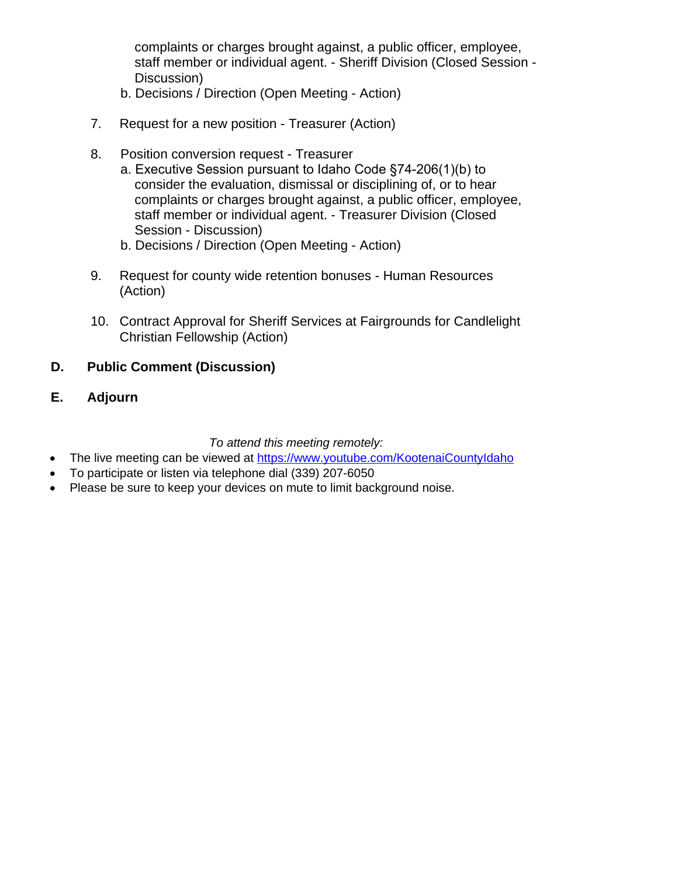complaints or charges brought against, a public officer, employee, staff member or individual agent. - Sheriff Division (Closed Session - Discussion)

b. Decisions / Direction (Open Meeting - Action)

7. Request for a new position - Treasurer (Action)

8. Position conversion request - Treasurer
   a. Executive Session pursuant to Idaho Code §74-206(1)(b) to consider the evaluation, dismissal or disciplining of, or to hear complaints or charges brought against, a public officer, employee, staff member or individual agent. - Treasurer Division (Closed Session - Discussion)
   b. Decisions / Direction (Open Meeting - Action)

9. Request for county wide retention bonuses - Human Resources (Action)

10. Contract Approval for Sheriff Services at Fairgrounds for Candlelight Christian Fellowship (Action)

**D. Public Comment (Discussion)**

**E. Adjourn**

*To attend this meeting remotely:*

- The live meeting can be viewed at https://www.youtube.com/KootenaiCountyIdaho
- To participate or listen via telephone dial (339) 207-6050
- Please be sure to keep your devices on mute to limit background noise.